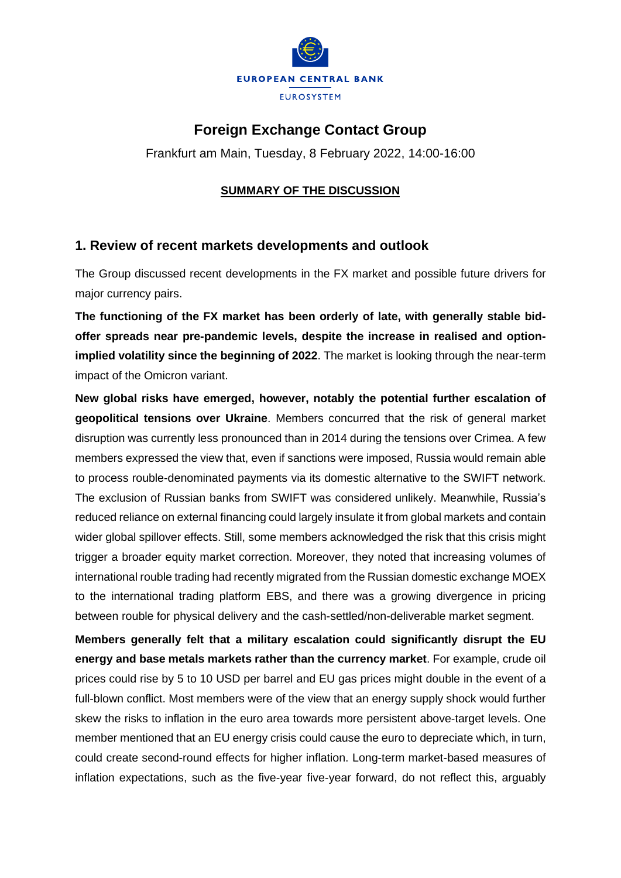EUROPEAN CENTRAL BANK

EUROSYSTEM

# Foreign Exchange Contact Group

Frankfurt am Main, Tuesday, 8 February 2022, 14:00-16:00

**SUMMARY OF THE DISCUSSION**

## 1. Review of recent markets developments and outlook

The Group discussed recent developments in the FX market and possible future drivers for major currency pairs.

**The functioning of the FX market has been orderly of late, with generally stable bid-offer spreads near pre-pandemic levels, despite the increase in realised and option-implied volatility since the beginning of 2022**. The market is looking through the near-term impact of the Omicron variant.

**New global risks have emerged, however, notably the potential further escalation of geopolitical tensions over Ukraine**. Members concurred that the risk of general market disruption was currently less pronounced than in 2014 during the tensions over Crimea. A few members expressed the view that, even if sanctions were imposed, Russia would remain able to process rouble-denominated payments via its domestic alternative to the SWIFT network. The exclusion of Russian banks from SWIFT was considered unlikely. Meanwhile, Russia's reduced reliance on external financing could largely insulate it from global markets and contain wider global spillover effects. Still, some members acknowledged the risk that this crisis might trigger a broader equity market correction. Moreover, they noted that increasing volumes of international rouble trading had recently migrated from the Russian domestic exchange MOEX to the international trading platform EBS, and there was a growing divergence in pricing between rouble for physical delivery and the cash-settled/non-deliverable market segment.

**Members generally felt that a military escalation could significantly disrupt the EU energy and base metals markets rather than the currency market**. For example, crude oil prices could rise by 5 to 10 USD per barrel and EU gas prices might double in the event of a full-blown conflict. Most members were of the view that an energy supply shock would further skew the risks to inflation in the euro area towards more persistent above-target levels. One member mentioned that an EU energy crisis could cause the euro to depreciate which, in turn, could create second-round effects for higher inflation. Long-term market-based measures of inflation expectations, such as the five-year five-year forward, do not reflect this, arguably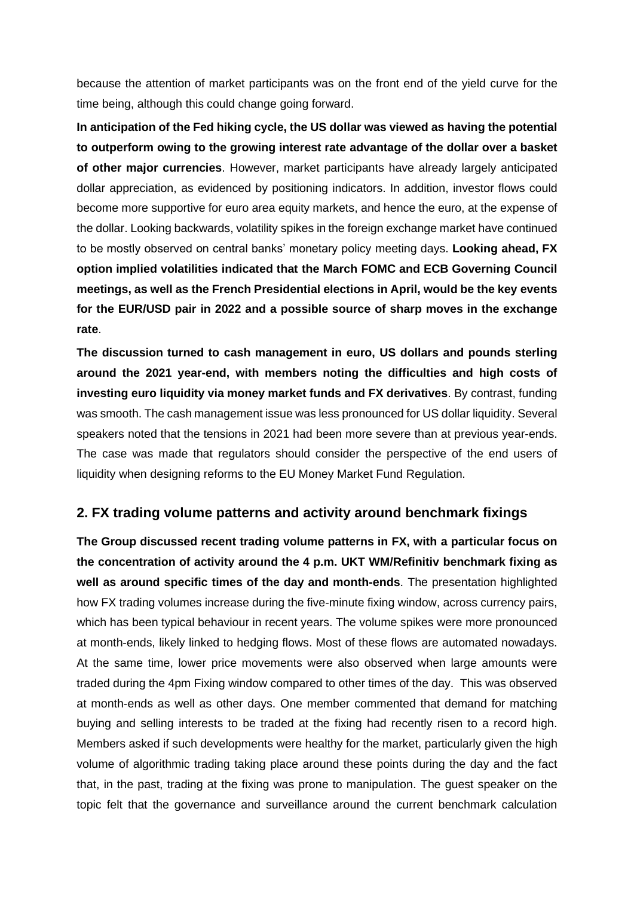because the attention of market participants was on the front end of the yield curve for the time being, although this could change going forward.

**In anticipation of the Fed hiking cycle, the US dollar was viewed as having the potential to outperform owing to the growing interest rate advantage of the dollar over a basket of other major currencies**. However, market participants have already largely anticipated dollar appreciation, as evidenced by positioning indicators. In addition, investor flows could become more supportive for euro area equity markets, and hence the euro, at the expense of the dollar. Looking backwards, volatility spikes in the foreign exchange market have continued to be mostly observed on central banks' monetary policy meeting days. **Looking ahead, FX option implied volatilities indicated that the March FOMC and ECB Governing Council meetings, as well as the French Presidential elections in April, would be the key events for the EUR/USD pair in 2022 and a possible source of sharp moves in the exchange rate**.

**The discussion turned to cash management in euro, US dollars and pounds sterling around the 2021 year-end, with members noting the difficulties and high costs of investing euro liquidity via money market funds and FX derivatives**. By contrast, funding was smooth. The cash management issue was less pronounced for US dollar liquidity. Several speakers noted that the tensions in 2021 had been more severe than at previous year-ends. The case was made that regulators should consider the perspective of the end users of liquidity when designing reforms to the EU Money Market Fund Regulation.

## 2. FX trading volume patterns and activity around benchmark fixings

**The Group discussed recent trading volume patterns in FX, with a particular focus on the concentration of activity around the 4 p.m. UKT WM/Refinitiv benchmark fixing as well as around specific times of the day and month-ends**. The presentation highlighted how FX trading volumes increase during the five-minute fixing window, across currency pairs, which has been typical behaviour in recent years. The volume spikes were more pronounced at month-ends, likely linked to hedging flows. Most of these flows are automated nowadays. At the same time, lower price movements were also observed when large amounts were traded during the 4pm Fixing window compared to other times of the day. This was observed at month-ends as well as other days. One member commented that demand for matching buying and selling interests to be traded at the fixing had recently risen to a record high. Members asked if such developments were healthy for the market, particularly given the high volume of algorithmic trading taking place around these points during the day and the fact that, in the past, trading at the fixing was prone to manipulation. The guest speaker on the topic felt that the governance and surveillance around the current benchmark calculation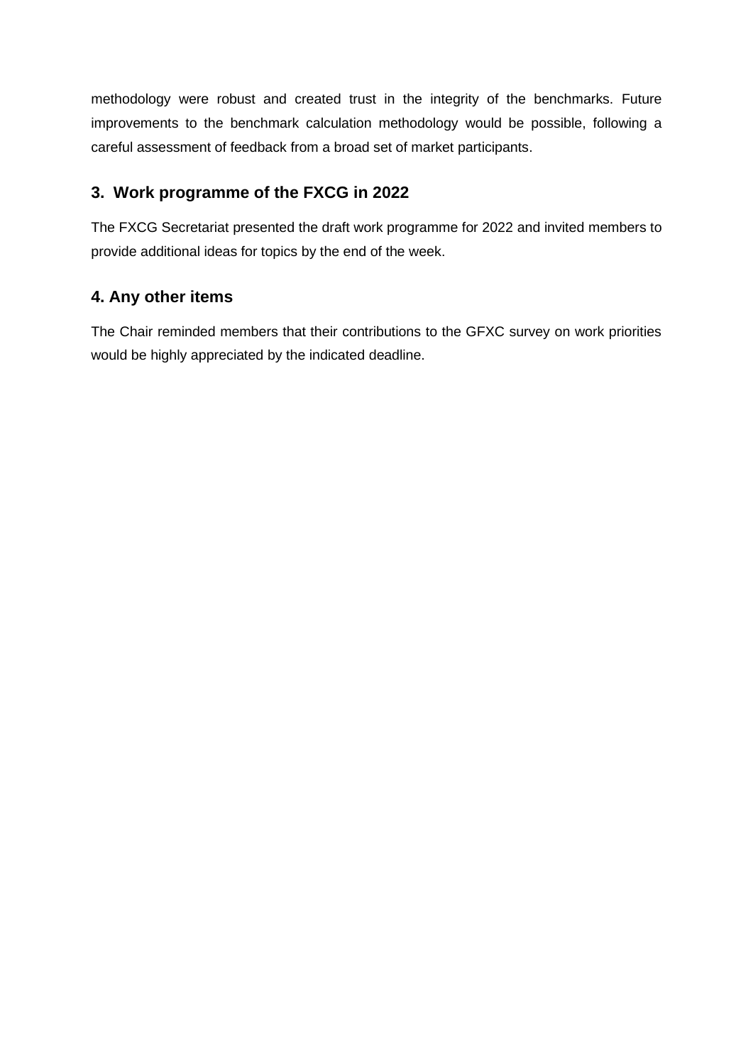methodology were robust and created trust in the integrity of the benchmarks. Future improvements to the benchmark calculation methodology would be possible, following a careful assessment of feedback from a broad set of market participants.

## 3. Work programme of the FXCG in 2022

The FXCG Secretariat presented the draft work programme for 2022 and invited members to provide additional ideas for topics by the end of the week.

## 4. Any other items

The Chair reminded members that their contributions to the GFXC survey on work priorities would be highly appreciated by the indicated deadline.